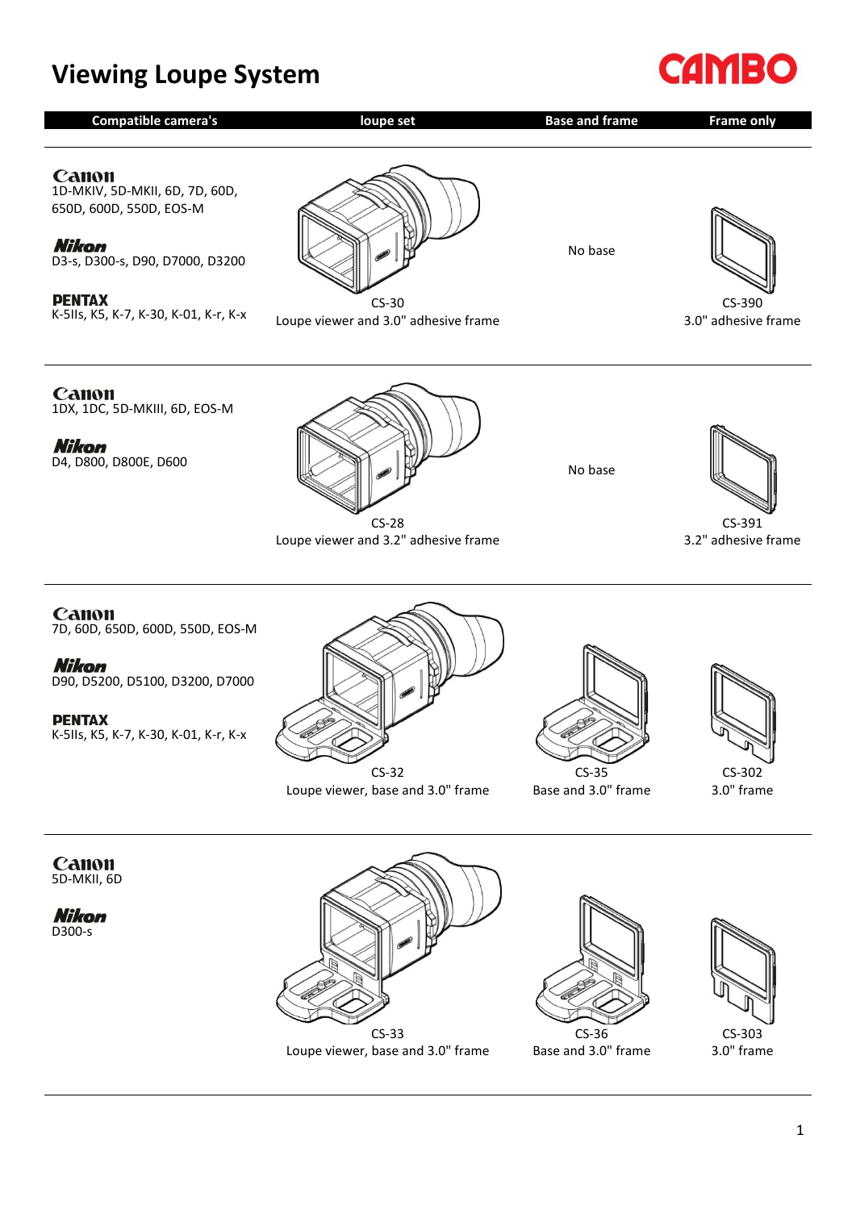# Viewing Loupe System

CAMBO

| Compatible camera's | loupe set | Base and frame | Frame only |
|---|---|---|---|
| **Canon** 1D-MKIV, 5D-MKII, 6D, 7D, 60D, 650D, 600D, 550D, EOS-M<br>**Nikon** D3-s, D300-s, D90, D7000, D3200<br>**PENTAX** K-5IIs, K5, K-7, K-30, K-01, K-r, K-x | CS-30<br>Loupe viewer and 3.0" adhesive frame | No base | CS-390<br>3.0" adhesive frame |
| **Canon** 1DX, 1DC, 5D-MKIII, 6D, EOS-M<br>**Nikon** D4, D800, D800E, D600 | CS-28<br>Loupe viewer and 3.2" adhesive frame | No base | CS-391<br>3.2" adhesive frame |
| **Canon** 7D, 60D, 650D, 600D, 550D, EOS-M<br>**Nikon** D90, D5200, D5100, D3200, D7000<br>**PENTAX** K-5IIs, K5, K-7, K-30, K-01, K-r, K-x | CS-32<br>Loupe viewer, base and 3.0" frame | CS-35<br>Base and 3.0" frame | CS-302<br>3.0" frame |
| **Canon** 5D-MKII, 6D<br>**Nikon** D300-s | CS-33<br>Loupe viewer, base and 3.0" frame | CS-36<br>Base and 3.0" frame | CS-303<br>3.0" frame |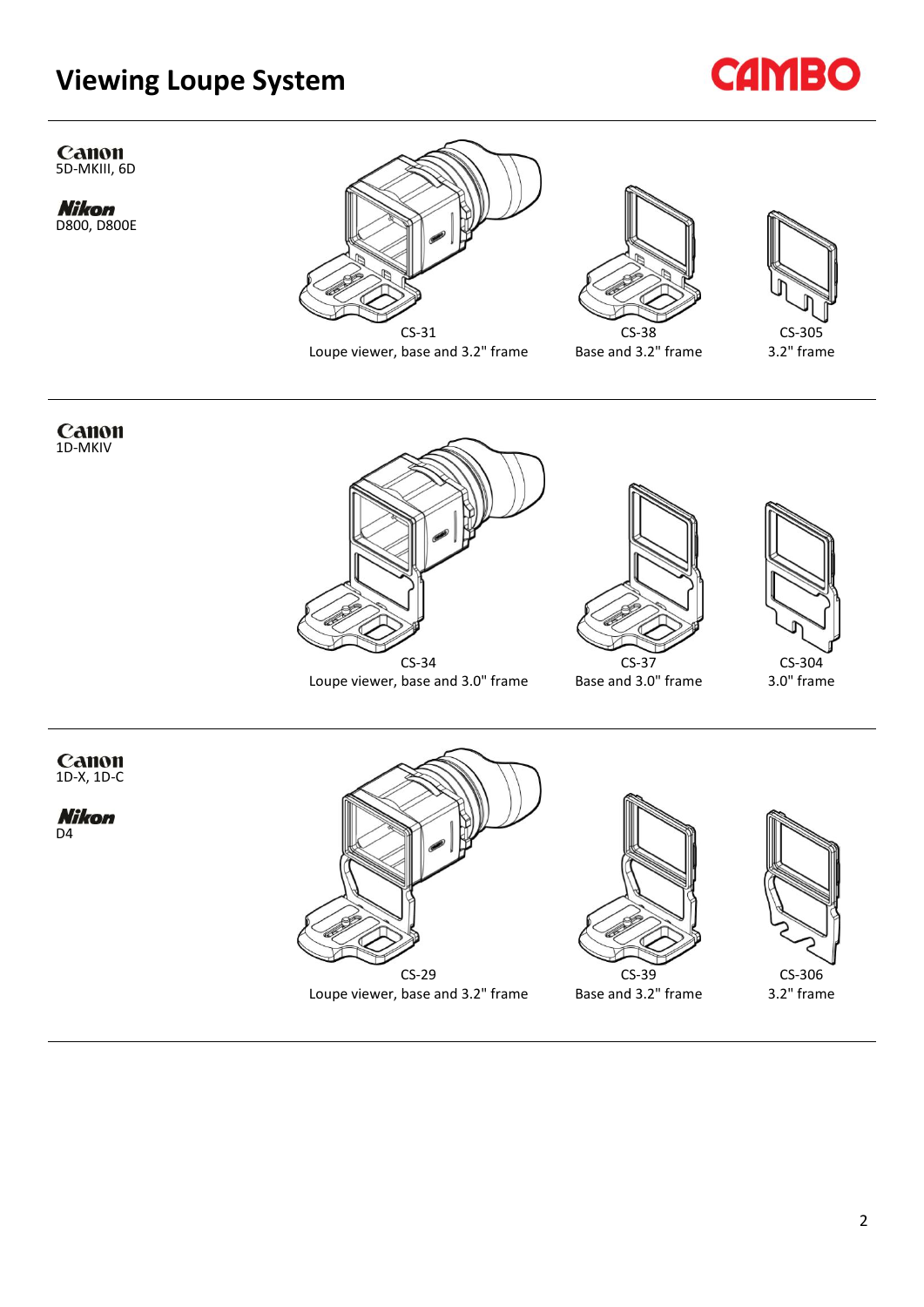# Viewing Loupe System

CAMBO

**Canon**
5D-MKIII, 6D

**Nikon**
D800, D800E

CS-31
Loupe viewer, base and 3.2" frame

CS-38
Base and 3.2" frame

CS-305
3.2" frame

---

**Canon**
1D-MKIV

CS-34
Loupe viewer, base and 3.0" frame

CS-37
Base and 3.0" frame

CS-304
3.0" frame

---

**Canon**
1D-X, 1D-C

**Nikon**
D4

CS-29
Loupe viewer, base and 3.2" frame

CS-39
Base and 3.2" frame

CS-306
3.2" frame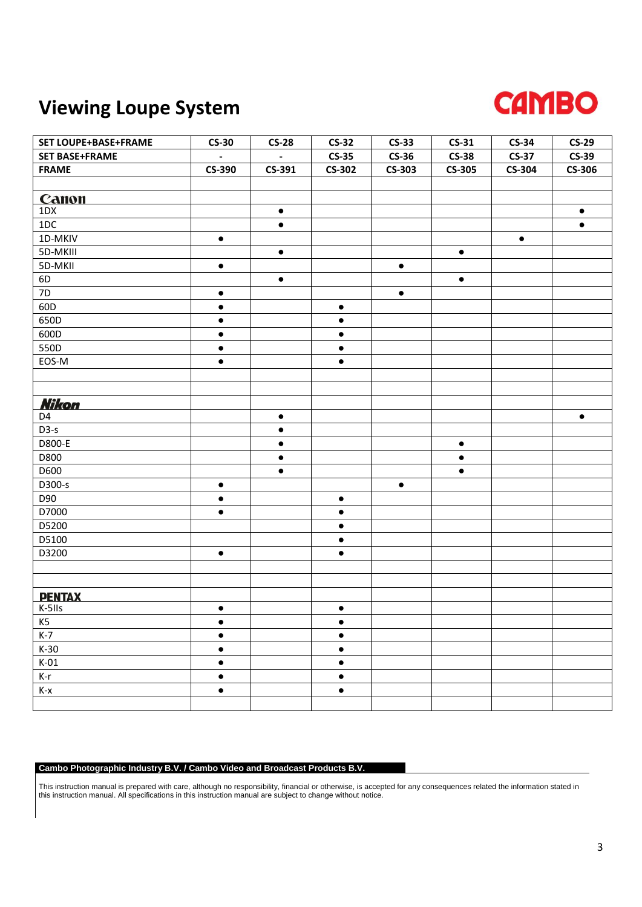# Viewing Loupe System

CAMBO

| SET LOUPE+BASE+FRAME | CS-30 | CS-28 | CS-32 | CS-33 | CS-31 | CS-34 | CS-29 |
|---|---|---|---|---|---|---|---|
| SET BASE+FRAME | - | - | CS-35 | CS-36 | CS-38 | CS-37 | CS-39 |
| FRAME | CS-390 | CS-391 | CS-302 | CS-303 | CS-305 | CS-304 | CS-306 |
| | | | | | | | |
| **Canon** | | | | | | | |
| 1DX | | ● | | | | | ● |
| 1DC | | ● | | | | | ● |
| 1D-MKIV | ● | | | | | ● | |
| 5D-MKIII | | ● | | | ● | | |
| 5D-MKII | ● | | | ● | | | |
| 6D | | ● | | | ● | | |
| 7D | ● | | | ● | | | |
| 60D | ● | | ● | | | | |
| 650D | ● | | ● | | | | |
| 600D | ● | | ● | | | | |
| 550D | ● | | ● | | | | |
| EOS-M | ● | | ● | | | | |
| | | | | | | | |
| | | | | | | | |
| **Nikon** | | | | | | | |
| D4 | | ● | | | | | ● |
| D3-s | | ● | | | | | |
| D800-E | | ● | | | ● | | |
| D800 | | ● | | | ● | | |
| D600 | | ● | | | ● | | |
| D300-s | ● | | | ● | | | |
| D90 | ● | | ● | | | | |
| D7000 | ● | | ● | | | | |
| D5200 | | | ● | | | | |
| D5100 | | | ● | | | | |
| D3200 | ● | | ● | | | | |
| | | | | | | | |
| | | | | | | | |
| **PENTAX** | | | | | | | |
| K-5IIs | ● | | ● | | | | |
| K5 | ● | | ● | | | | |
| K-7 | ● | | ● | | | | |
| K-30 | ● | | ● | | | | |
| K-01 | ● | | ● | | | | |
| K-r | ● | | ● | | | | |
| K-x | ● | | ● | | | | |
| | | | | | | | |

**Cambo Photographic Industry B.V. / Cambo Video and Broadcast Products B.V.**

This instruction manual is prepared with care, although no responsibility, financial or otherwise, is accepted for any consequences related the information stated in this instruction manual. All specifications in this instruction manual are subject to change without notice.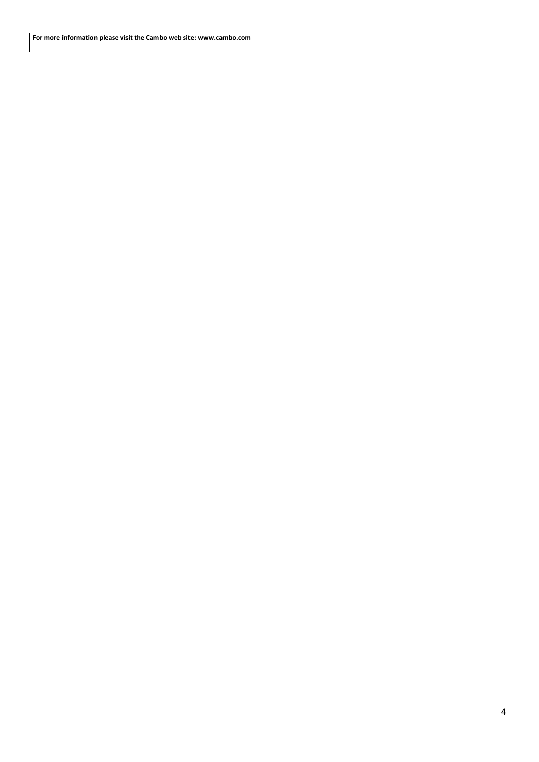**For more information please visit the Cambo web site: www.cambo.com**